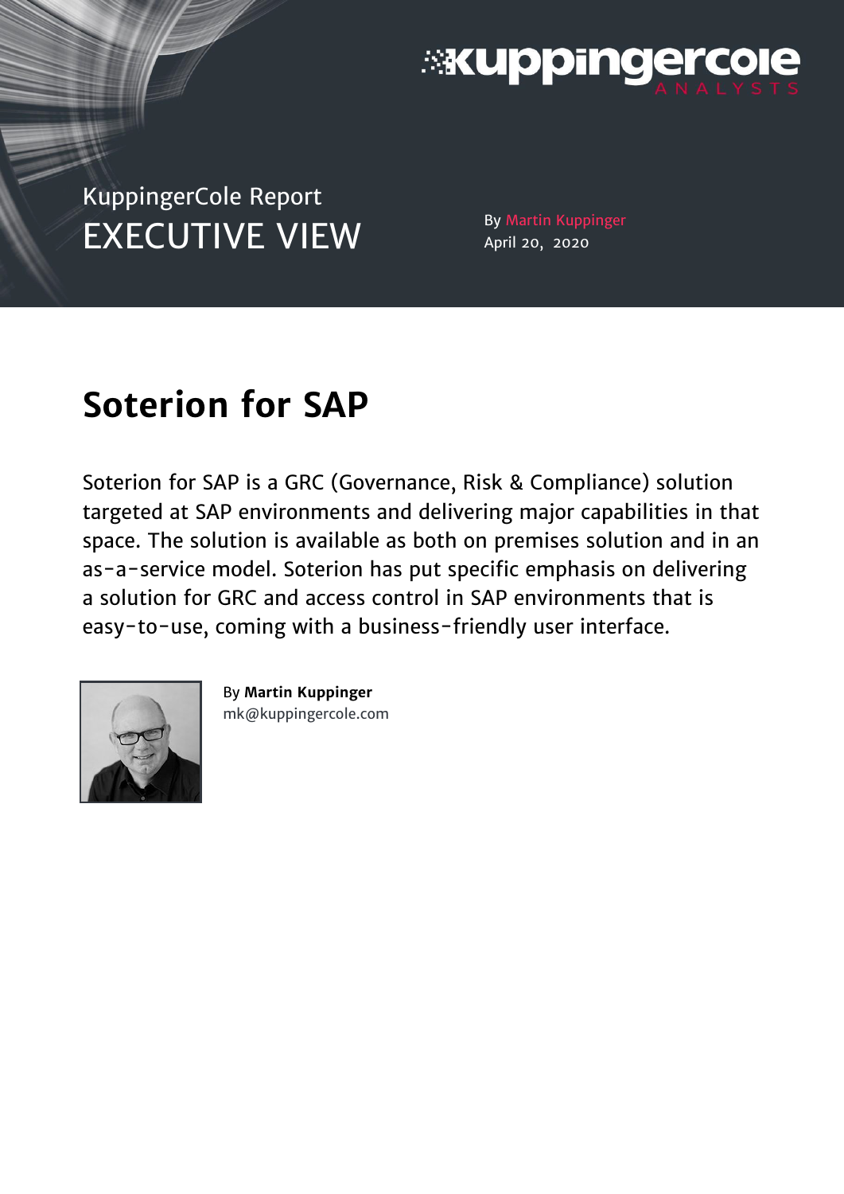KuppingerCole Report
EXECUTIVE VIEW

By Martin Kuppinger
April 20, 2020

# Soterion for SAP

Soterion for SAP is a GRC (Governance, Risk & Compliance) solution targeted at SAP environments and delivering major capabilities in that space. The solution is available as both on premises solution and in an as-a-service model. Soterion has put specific emphasis on delivering a solution for GRC and access control in SAP environments that is easy-to-use, coming with a business-friendly user interface.

By **Martin Kuppinger**
mk@kuppingercole.com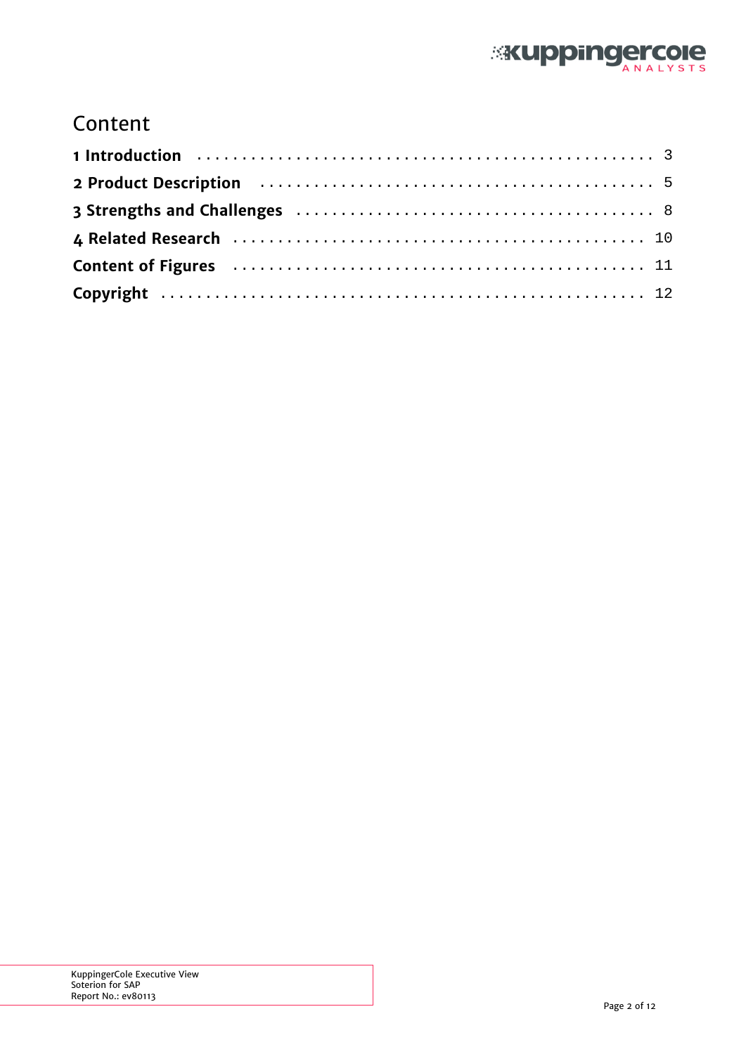# Content

**1 Introduction** . . . . . . . . . . . . . . . . . . . . . . . . . . . . . . . . . . . . . . . . . . . . . . . . 3

**2 Product Description** . . . . . . . . . . . . . . . . . . . . . . . . . . . . . . . . . . . . . . . . . . 5

**3 Strengths and Challenges** . . . . . . . . . . . . . . . . . . . . . . . . . . . . . . . . . . . . 8

**4 Related Research** . . . . . . . . . . . . . . . . . . . . . . . . . . . . . . . . . . . . . . . . . . . 10

**Content of Figures** . . . . . . . . . . . . . . . . . . . . . . . . . . . . . . . . . . . . . . . . . . . 11

**Copyright** . . . . . . . . . . . . . . . . . . . . . . . . . . . . . . . . . . . . . . . . . . . . . . . . . . 12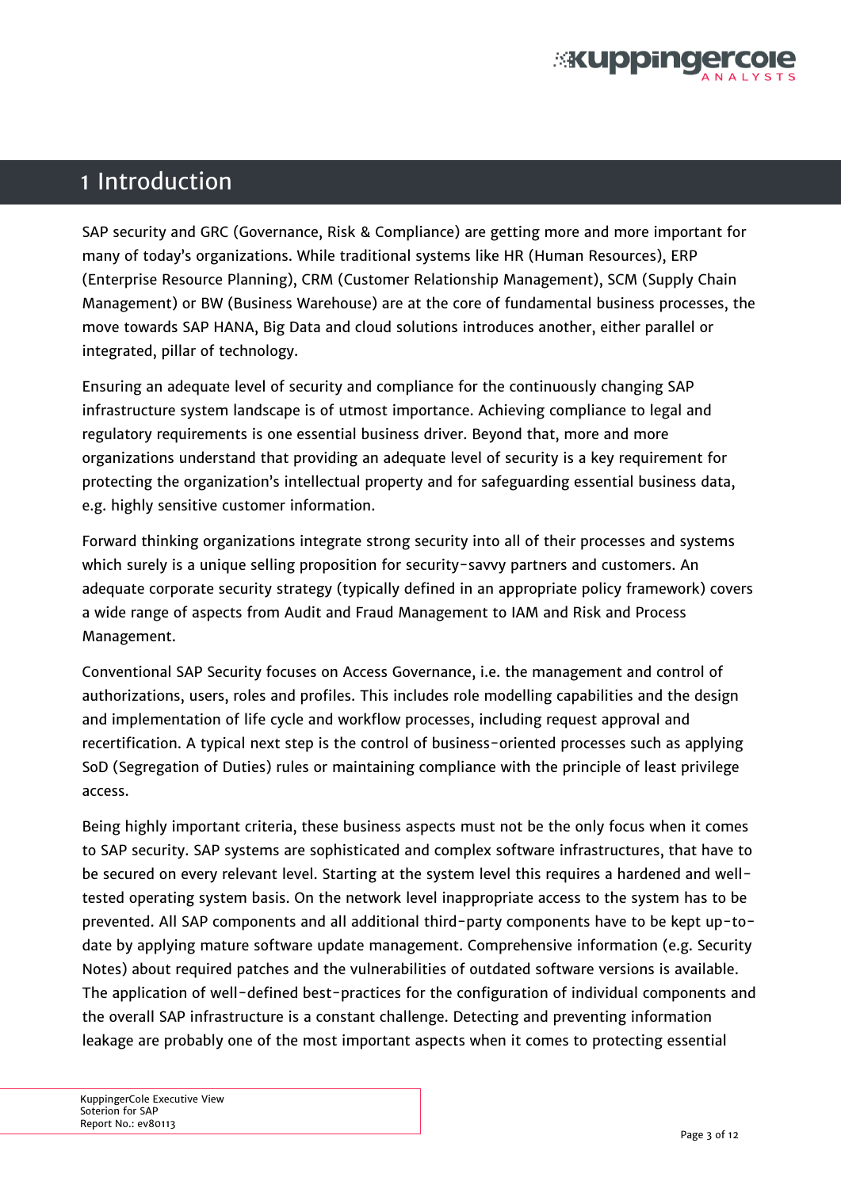# 1 Introduction

SAP security and GRC (Governance, Risk & Compliance) are getting more and more important for many of today's organizations. While traditional systems like HR (Human Resources), ERP (Enterprise Resource Planning), CRM (Customer Relationship Management), SCM (Supply Chain Management) or BW (Business Warehouse) are at the core of fundamental business processes, the move towards SAP HANA, Big Data and cloud solutions introduces another, either parallel or integrated, pillar of technology.

Ensuring an adequate level of security and compliance for the continuously changing SAP infrastructure system landscape is of utmost importance. Achieving compliance to legal and regulatory requirements is one essential business driver. Beyond that, more and more organizations understand that providing an adequate level of security is a key requirement for protecting the organization's intellectual property and for safeguarding essential business data, e.g. highly sensitive customer information.

Forward thinking organizations integrate strong security into all of their processes and systems which surely is a unique selling proposition for security-savvy partners and customers. An adequate corporate security strategy (typically defined in an appropriate policy framework) covers a wide range of aspects from Audit and Fraud Management to IAM and Risk and Process Management.

Conventional SAP Security focuses on Access Governance, i.e. the management and control of authorizations, users, roles and profiles. This includes role modelling capabilities and the design and implementation of life cycle and workflow processes, including request approval and recertification. A typical next step is the control of business-oriented processes such as applying SoD (Segregation of Duties) rules or maintaining compliance with the principle of least privilege access.

Being highly important criteria, these business aspects must not be the only focus when it comes to SAP security. SAP systems are sophisticated and complex software infrastructures, that have to be secured on every relevant level. Starting at the system level this requires a hardened and well-tested operating system basis. On the network level inappropriate access to the system has to be prevented. All SAP components and all additional third-party components have to be kept up-to-date by applying mature software update management. Comprehensive information (e.g. Security Notes) about required patches and the vulnerabilities of outdated software versions is available. The application of well-defined best-practices for the configuration of individual components and the overall SAP infrastructure is a constant challenge. Detecting and preventing information leakage are probably one of the most important aspects when it comes to protecting essential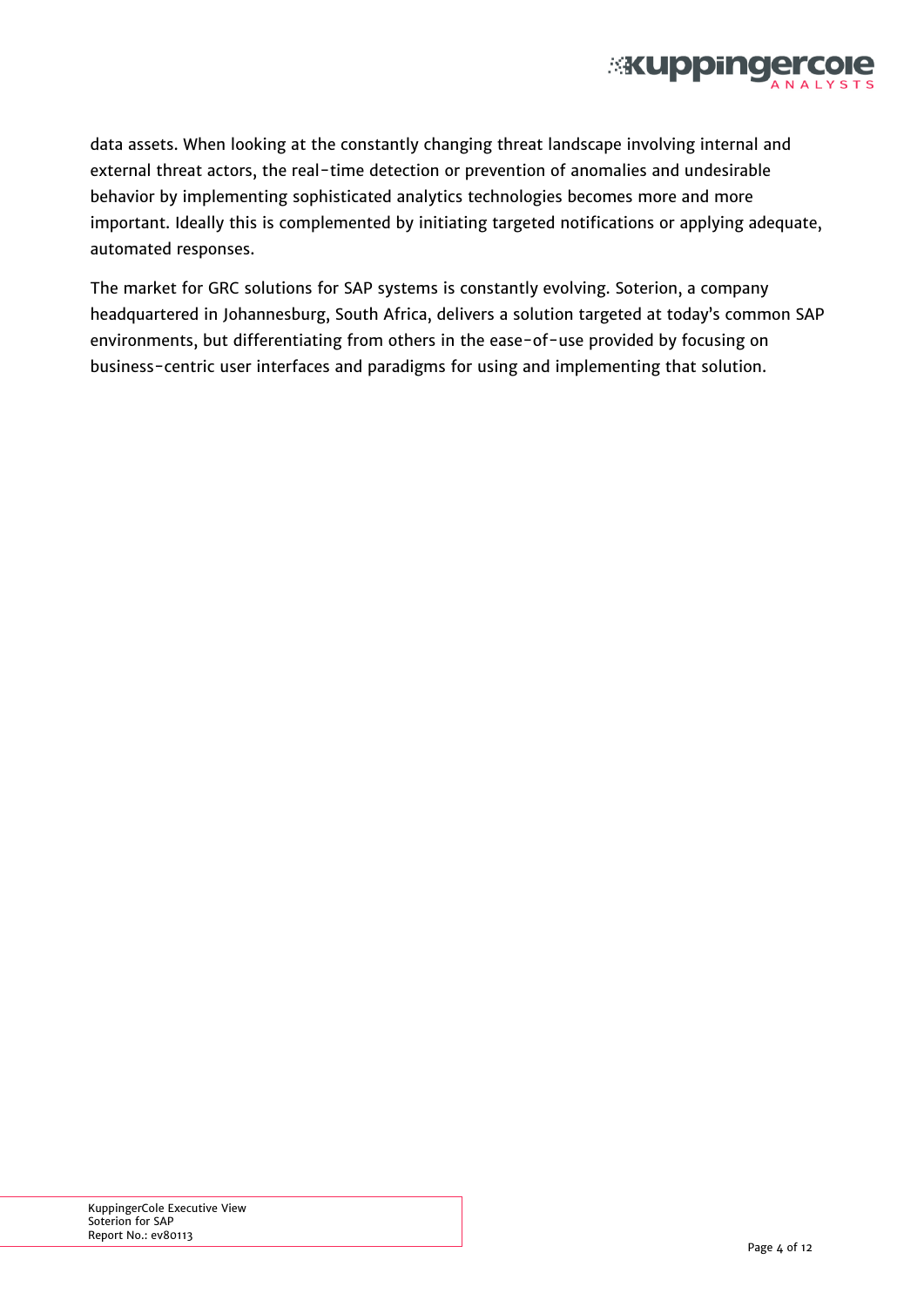data assets. When looking at the constantly changing threat landscape involving internal and external threat actors, the real-time detection or prevention of anomalies and undesirable behavior by implementing sophisticated analytics technologies becomes more and more important. Ideally this is complemented by initiating targeted notifications or applying adequate, automated responses.

The market for GRC solutions for SAP systems is constantly evolving. Soterion, a company headquartered in Johannesburg, South Africa, delivers a solution targeted at today's common SAP environments, but differentiating from others in the ease-of-use provided by focusing on business-centric user interfaces and paradigms for using and implementing that solution.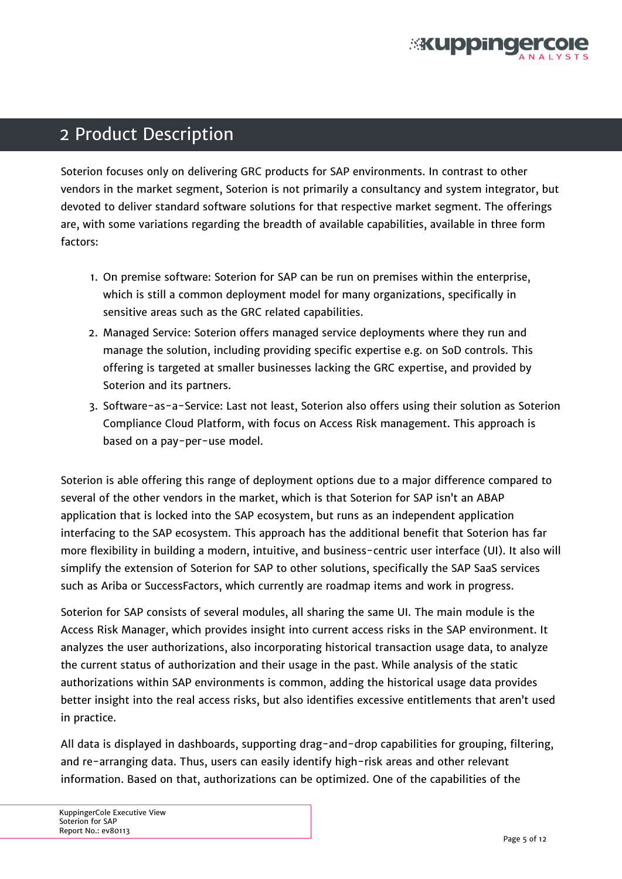## 2 Product Description

Soterion focuses only on delivering GRC products for SAP environments. In contrast to other vendors in the market segment, Soterion is not primarily a consultancy and system integrator, but devoted to deliver standard software solutions for that respective market segment. The offerings are, with some variations regarding the breadth of available capabilities, available in three form factors:

1. On premise software: Soterion for SAP can be run on premises within the enterprise, which is still a common deployment model for many organizations, specifically in sensitive areas such as the GRC related capabilities.
2. Managed Service: Soterion offers managed service deployments where they run and manage the solution, including providing specific expertise e.g. on SoD controls. This offering is targeted at smaller businesses lacking the GRC expertise, and provided by Soterion and its partners.
3. Software-as-a-Service: Last not least, Soterion also offers using their solution as Soterion Compliance Cloud Platform, with focus on Access Risk management. This approach is based on a pay-per-use model.

Soterion is able offering this range of deployment options due to a major difference compared to several of the other vendors in the market, which is that Soterion for SAP isn't an ABAP application that is locked into the SAP ecosystem, but runs as an independent application interfacing to the SAP ecosystem. This approach has the additional benefit that Soterion has far more flexibility in building a modern, intuitive, and business-centric user interface (UI). It also will simplify the extension of Soterion for SAP to other solutions, specifically the SAP SaaS services such as Ariba or SuccessFactors, which currently are roadmap items and work in progress.

Soterion for SAP consists of several modules, all sharing the same UI. The main module is the Access Risk Manager, which provides insight into current access risks in the SAP environment. It analyzes the user authorizations, also incorporating historical transaction usage data, to analyze the current status of authorization and their usage in the past. While analysis of the static authorizations within SAP environments is common, adding the historical usage data provides better insight into the real access risks, but also identifies excessive entitlements that aren't used in practice.

All data is displayed in dashboards, supporting drag-and-drop capabilities for grouping, filtering, and re-arranging data. Thus, users can easily identify high-risk areas and other relevant information. Based on that, authorizations can be optimized. One of the capabilities of the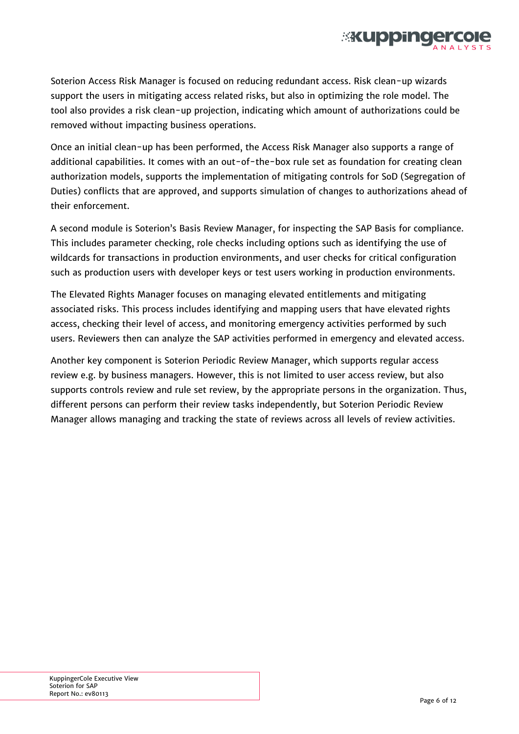Soterion Access Risk Manager is focused on reducing redundant access. Risk clean-up wizards support the users in mitigating access related risks, but also in optimizing the role model. The tool also provides a risk clean-up projection, indicating which amount of authorizations could be removed without impacting business operations.

Once an initial clean-up has been performed, the Access Risk Manager also supports a range of additional capabilities. It comes with an out-of-the-box rule set as foundation for creating clean authorization models, supports the implementation of mitigating controls for SoD (Segregation of Duties) conflicts that are approved, and supports simulation of changes to authorizations ahead of their enforcement.

A second module is Soterion's Basis Review Manager, for inspecting the SAP Basis for compliance. This includes parameter checking, role checks including options such as identifying the use of wildcards for transactions in production environments, and user checks for critical configuration such as production users with developer keys or test users working in production environments.

The Elevated Rights Manager focuses on managing elevated entitlements and mitigating associated risks. This process includes identifying and mapping users that have elevated rights access, checking their level of access, and monitoring emergency activities performed by such users. Reviewers then can analyze the SAP activities performed in emergency and elevated access.

Another key component is Soterion Periodic Review Manager, which supports regular access review e.g. by business managers. However, this is not limited to user access review, but also supports controls review and rule set review, by the appropriate persons in the organization. Thus, different persons can perform their review tasks independently, but Soterion Periodic Review Manager allows managing and tracking the state of reviews across all levels of review activities.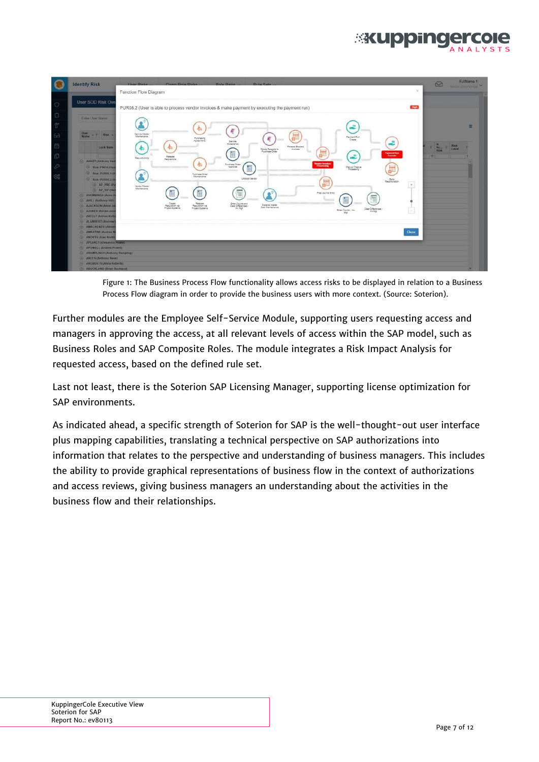Figure 1: The Business Process Flow functionality allows access risks to be displayed in relation to a Business Process Flow diagram in order to provide the business users with more context. (Source: Soterion).

Further modules are the Employee Self-Service Module, supporting users requesting access and managers in approving the access, at all relevant levels of access within the SAP model, such as Business Roles and SAP Composite Roles. The module integrates a Risk Impact Analysis for requested access, based on the defined rule set.

Last not least, there is the Soterion SAP Licensing Manager, supporting license optimization for SAP environments.

As indicated ahead, a specific strength of Soterion for SAP is the well-thought-out user interface plus mapping capabilities, translating a technical perspective on SAP authorizations into information that relates to the perspective and understanding of business managers. This includes the ability to provide graphical representations of business flow in the context of authorizations and access reviews, giving business managers an understanding about the activities in the business flow and their relationships.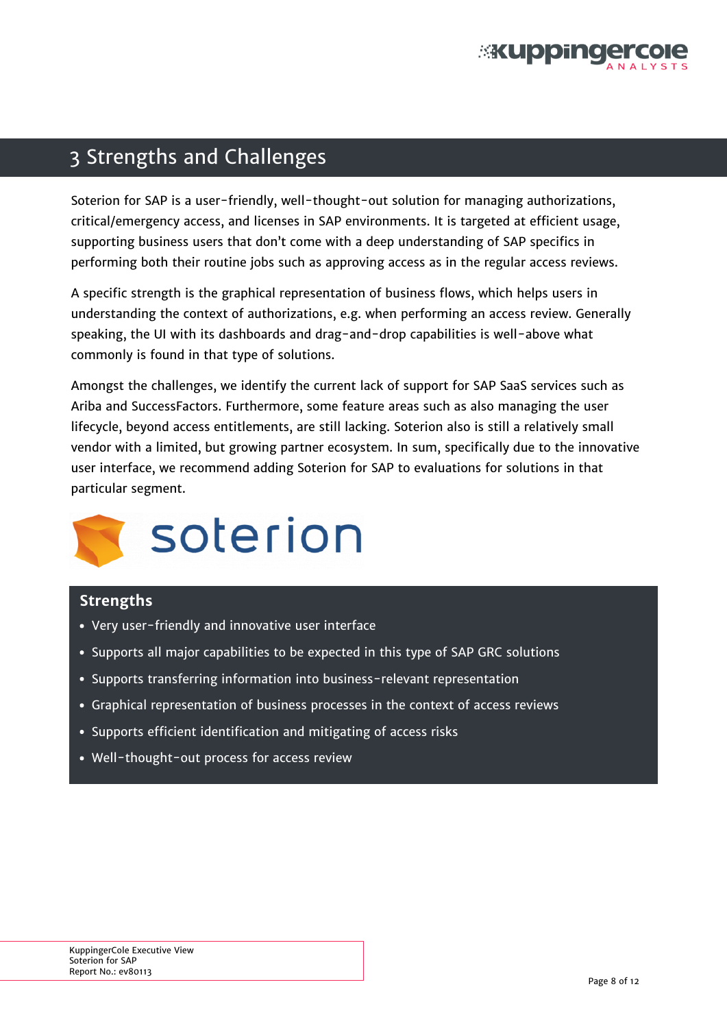# 3 Strengths and Challenges

Soterion for SAP is a user-friendly, well-thought-out solution for managing authorizations, critical/emergency access, and licenses in SAP environments. It is targeted at efficient usage, supporting business users that don't come with a deep understanding of SAP specifics in performing both their routine jobs such as approving access as in the regular access reviews.

A specific strength is the graphical representation of business flows, which helps users in understanding the context of authorizations, e.g. when performing an access review. Generally speaking, the UI with its dashboards and drag-and-drop capabilities is well-above what commonly is found in that type of solutions.

Amongst the challenges, we identify the current lack of support for SAP SaaS services such as Ariba and SuccessFactors. Furthermore, some feature areas such as also managing the user lifecycle, beyond access entitlements, are still lacking. Soterion also is still a relatively small vendor with a limited, but growing partner ecosystem. In sum, specifically due to the innovative user interface, we recommend adding Soterion for SAP to evaluations for solutions in that particular segment.

soterion

**Strengths**

- Very user-friendly and innovative user interface
- Supports all major capabilities to be expected in this type of SAP GRC solutions
- Supports transferring information into business-relevant representation
- Graphical representation of business processes in the context of access reviews
- Supports efficient identification and mitigating of access risks
- Well-thought-out process for access review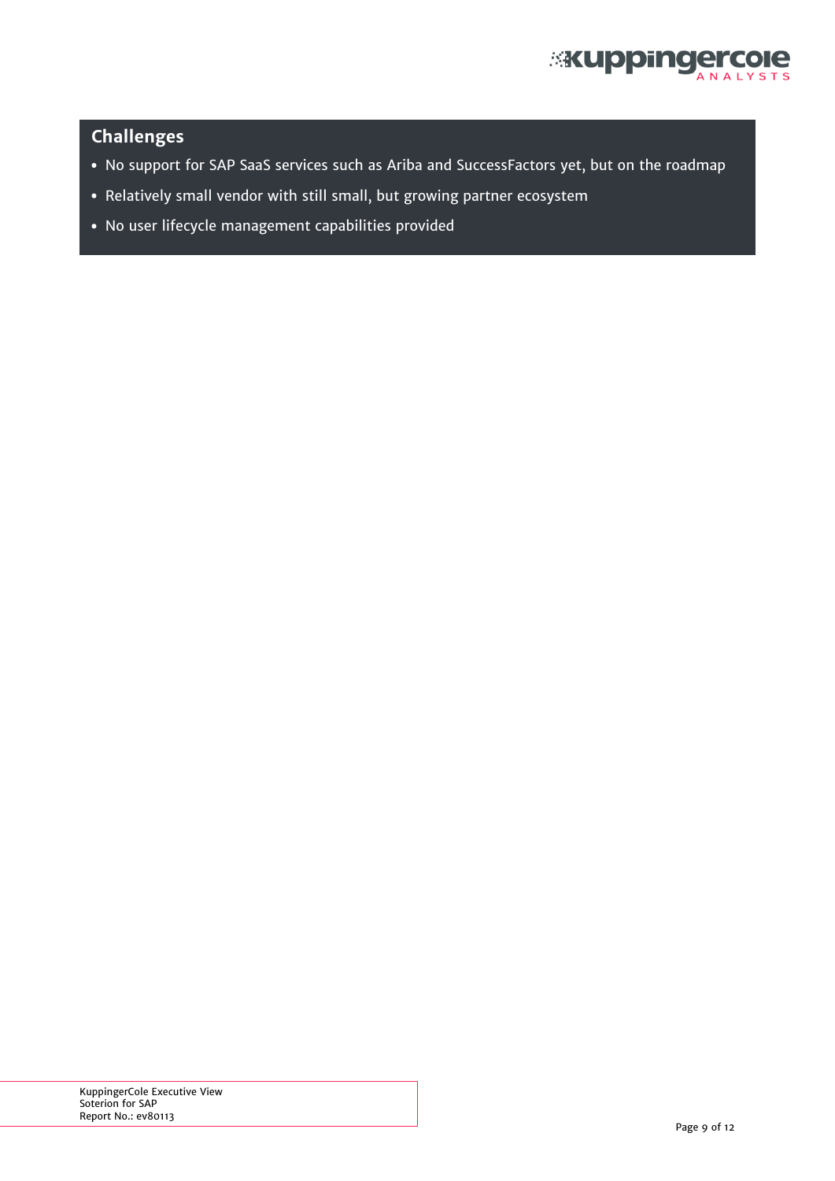## Challenges

- No support for SAP SaaS services such as Ariba and SuccessFactors yet, but on the roadmap
- Relatively small vendor with still small, but growing partner ecosystem
- No user lifecycle management capabilities provided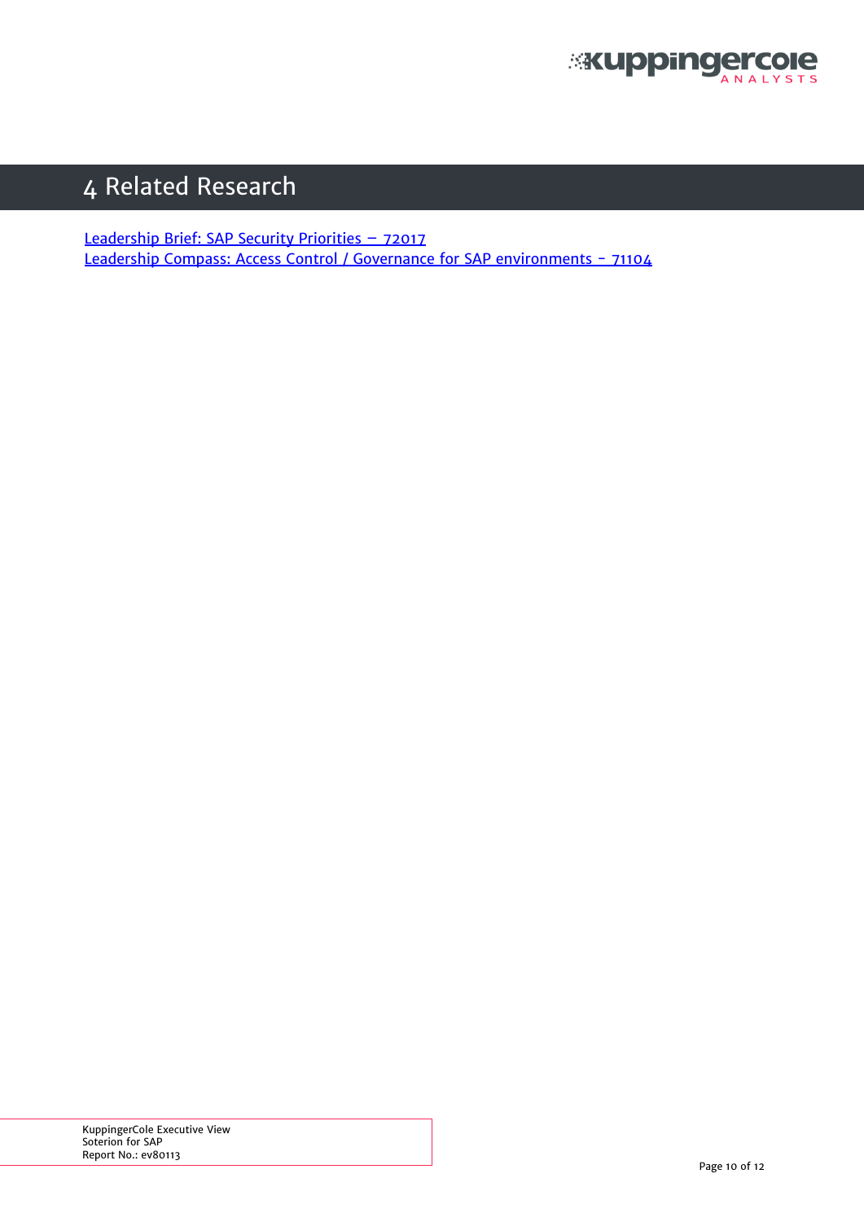# 4 Related Research

[Leadership Brief: SAP Security Priorities – 72017]

[Leadership Compass: Access Control / Governance for SAP environments - 71104]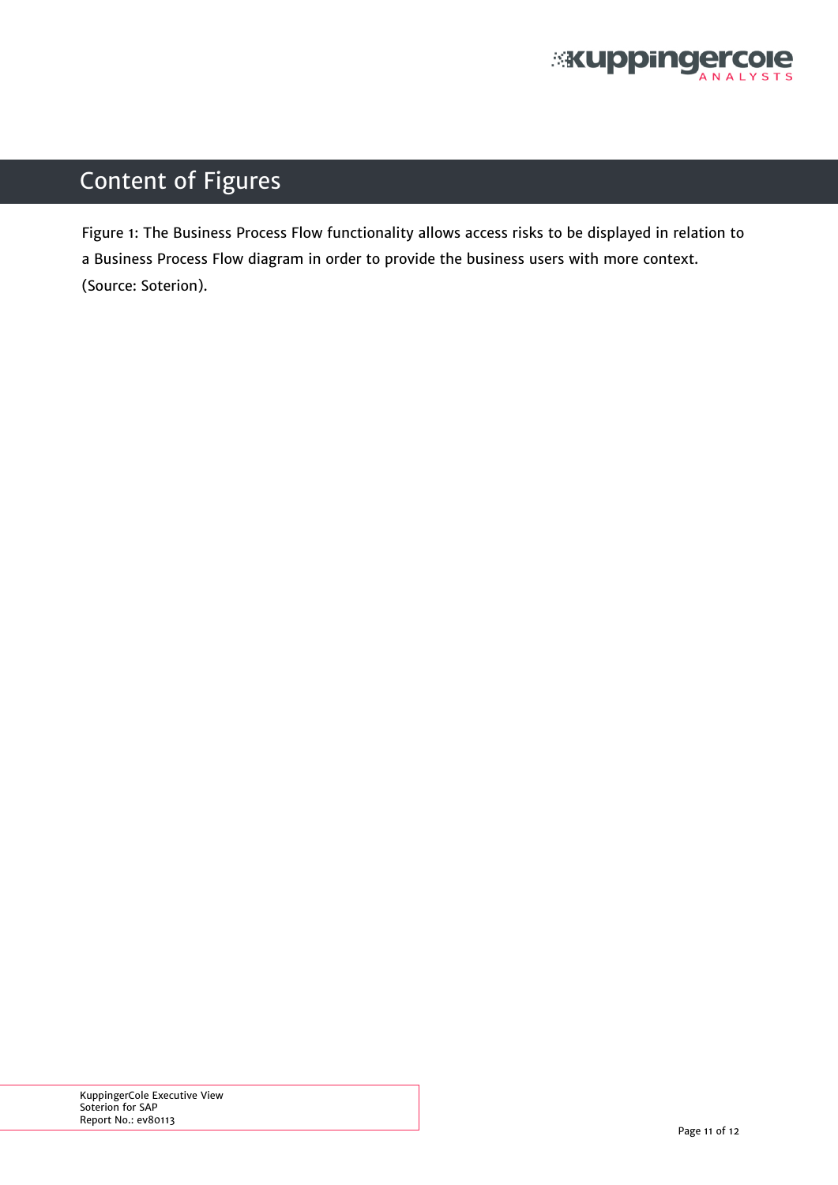# Content of Figures

Figure 1: The Business Process Flow functionality allows access risks to be displayed in relation to a Business Process Flow diagram in order to provide the business users with more context. (Source: Soterion).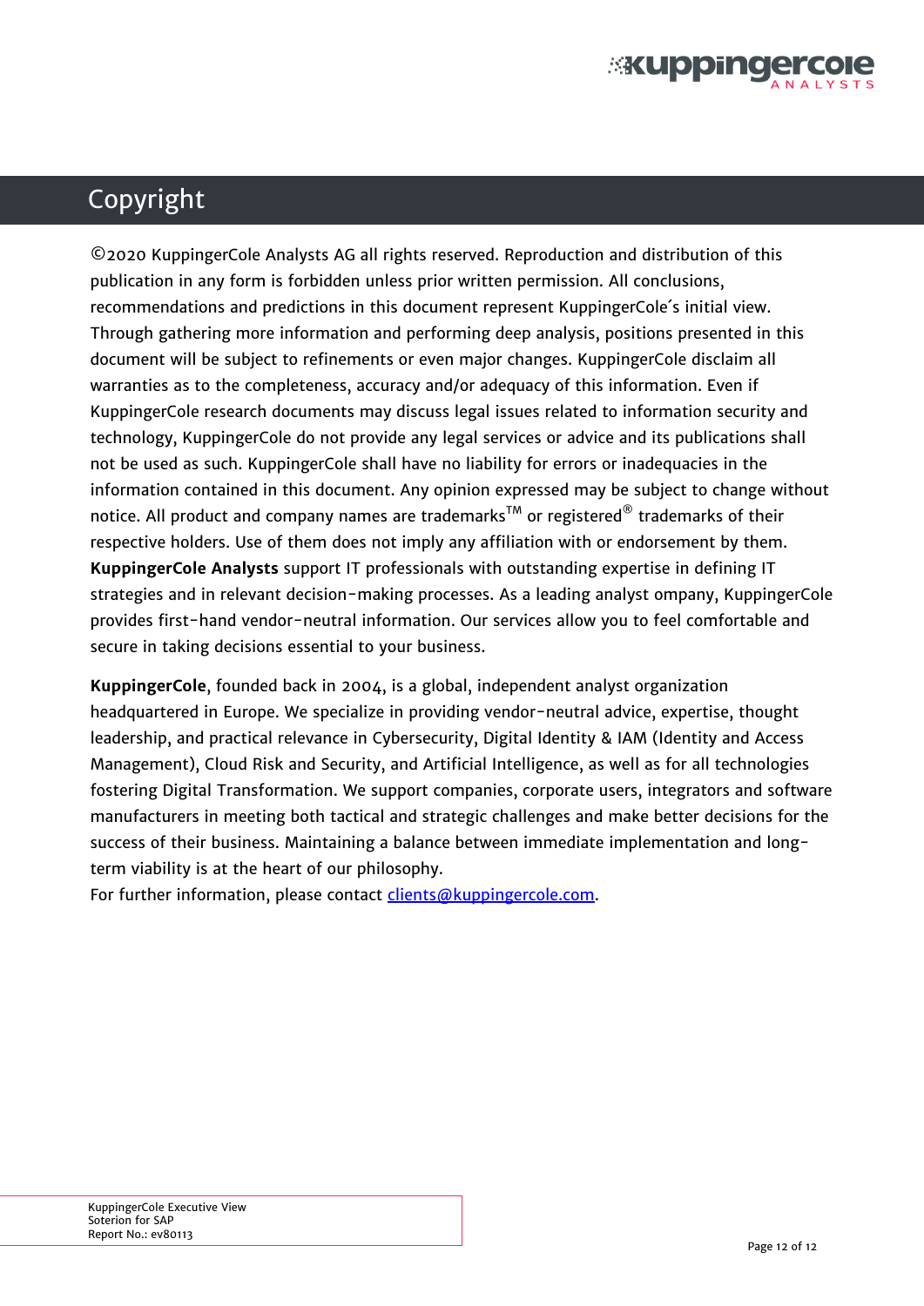# Copyright

©2020 KuppingerCole Analysts AG all rights reserved. Reproduction and distribution of this publication in any form is forbidden unless prior written permission. All conclusions, recommendations and predictions in this document represent KuppingerCole´s initial view. Through gathering more information and performing deep analysis, positions presented in this document will be subject to refinements or even major changes. KuppingerCole disclaim all warranties as to the completeness, accuracy and/or adequacy of this information. Even if KuppingerCole research documents may discuss legal issues related to information security and technology, KuppingerCole do not provide any legal services or advice and its publications shall not be used as such. KuppingerCole shall have no liability for errors or inadequacies in the information contained in this document. Any opinion expressed may be subject to change without notice. All product and company names are trademarks™ or registered® trademarks of their respective holders. Use of them does not imply any affiliation with or endorsement by them.
**KuppingerCole Analysts** support IT professionals with outstanding expertise in defining IT strategies and in relevant decision-making processes. As a leading analyst ompany, KuppingerCole provides first-hand vendor-neutral information. Our services allow you to feel comfortable and secure in taking decisions essential to your business.

**KuppingerCole**, founded back in 2004, is a global, independent analyst organization headquartered in Europe. We specialize in providing vendor-neutral advice, expertise, thought leadership, and practical relevance in Cybersecurity, Digital Identity & IAM (Identity and Access Management), Cloud Risk and Security, and Artificial Intelligence, as well as for all technologies fostering Digital Transformation. We support companies, corporate users, integrators and software manufacturers in meeting both tactical and strategic challenges and make better decisions for the success of their business. Maintaining a balance between immediate implementation and long-term viability is at the heart of our philosophy.
For further information, please contact clients@kuppingercole.com.